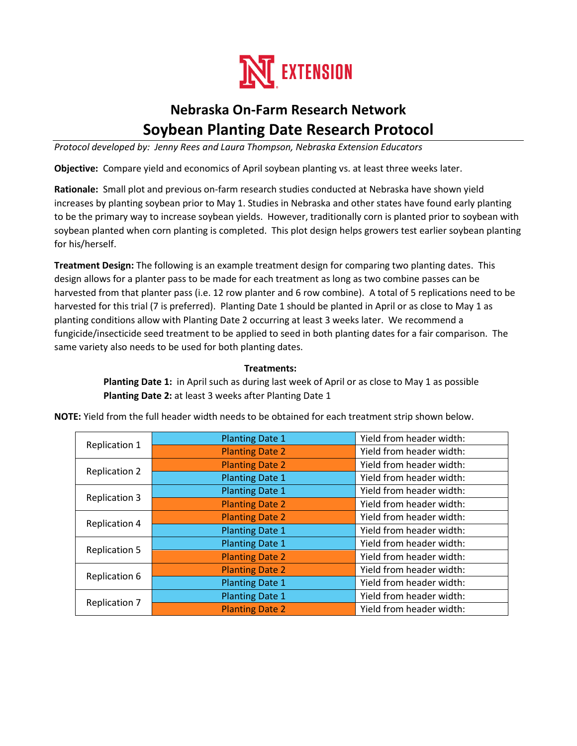# Nebraska On-Farm Research Network

# Soybean Planting Date Research Protocol

*Protocol developed by: Jenny Rees and Laura Thompson, Nebraska Extension Educators*

**Objective:** Compare yield and economics of April soybean planting vs. at least three weeks later.

**Rationale:** Small plot and previous on-farm research studies conducted at Nebraska have shown yield increases by planting soybean prior to May 1. Studies in Nebraska and other states have found early planting to be the primary way to increase soybean yields. However, traditionally corn is planted prior to soybean with soybean planted when corn planting is completed. This plot design helps growers test earlier soybean planting for his/herself.

**Treatment Design:** The following is an example treatment design for comparing two planting dates. This design allows for a planter pass to be made for each treatment as long as two combine passes can be harvested from that planter pass (i.e. 12 row planter and 6 row combine). A total of 5 replications need to be harvested for this trial (7 is preferred). Planting Date 1 should be planted in April or as close to May 1 as planting conditions allow with Planting Date 2 occurring at least 3 weeks later. We recommend a fungicide/insecticide seed treatment to be applied to seed in both planting dates for a fair comparison. The same variety also needs to be used for both planting dates.

**Treatments:**

**Planting Date 1:** in April such as during last week of April or as close to May 1 as possible
**Planting Date 2:** at least 3 weeks after Planting Date 1

**NOTE:** Yield from the full header width needs to be obtained for each treatment strip shown below.

| Replication | Treatment | Yield |
|---|---|---|
| Replication 1 | Planting Date 1 | Yield from header width: |
| | Planting Date 2 | Yield from header width: |
| Replication 2 | Planting Date 2 | Yield from header width: |
| | Planting Date 1 | Yield from header width: |
| Replication 3 | Planting Date 1 | Yield from header width: |
| | Planting Date 2 | Yield from header width: |
| Replication 4 | Planting Date 2 | Yield from header width: |
| | Planting Date 1 | Yield from header width: |
| Replication 5 | Planting Date 1 | Yield from header width: |
| | Planting Date 2 | Yield from header width: |
| Replication 6 | Planting Date 2 | Yield from header width: |
| | Planting Date 1 | Yield from header width: |
| Replication 7 | Planting Date 1 | Yield from header width: |
| | Planting Date 2 | Yield from header width: |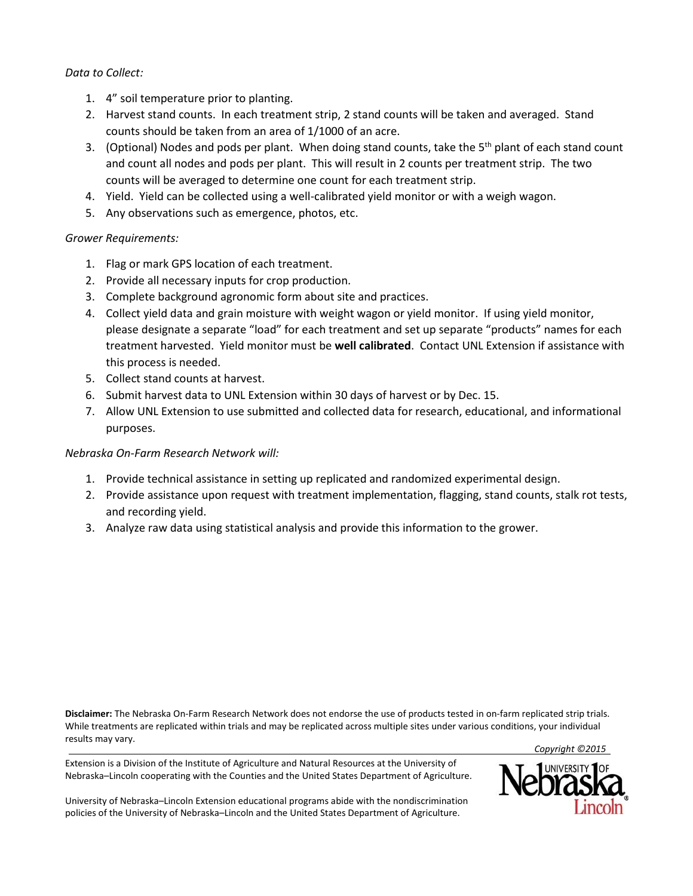*Data to Collect:*

1. 4" soil temperature prior to planting.
2. Harvest stand counts. In each treatment strip, 2 stand counts will be taken and averaged. Stand counts should be taken from an area of 1/1000 of an acre.
3. (Optional) Nodes and pods per plant. When doing stand counts, take the 5th plant of each stand count and count all nodes and pods per plant. This will result in 2 counts per treatment strip. The two counts will be averaged to determine one count for each treatment strip.
4. Yield. Yield can be collected using a well-calibrated yield monitor or with a weigh wagon.
5. Any observations such as emergence, photos, etc.

*Grower Requirements:*

1. Flag or mark GPS location of each treatment.
2. Provide all necessary inputs for crop production.
3. Complete background agronomic form about site and practices.
4. Collect yield data and grain moisture with weight wagon or yield monitor. If using yield monitor, please designate a separate "load" for each treatment and set up separate "products" names for each treatment harvested. Yield monitor must be **well calibrated**. Contact UNL Extension if assistance with this process is needed.
5. Collect stand counts at harvest.
6. Submit harvest data to UNL Extension within 30 days of harvest or by Dec. 15.
7. Allow UNL Extension to use submitted and collected data for research, educational, and informational purposes.

*Nebraska On-Farm Research Network will:*

1. Provide technical assistance in setting up replicated and randomized experimental design.
2. Provide assistance upon request with treatment implementation, flagging, stand counts, stalk rot tests, and recording yield.
3. Analyze raw data using statistical analysis and provide this information to the grower.

**Disclaimer:** The Nebraska On-Farm Research Network does not endorse the use of products tested in on-farm replicated strip trials. While treatments are replicated within trials and may be replicated across multiple sites under various conditions, your individual results may vary.

*Copyright ©2015*

Extension is a Division of the Institute of Agriculture and Natural Resources at the University of Nebraska–Lincoln cooperating with the Counties and the United States Department of Agriculture.

University of Nebraska–Lincoln Extension educational programs abide with the nondiscrimination policies of the University of Nebraska–Lincoln and the United States Department of Agriculture.

University of Nebraska Lincoln